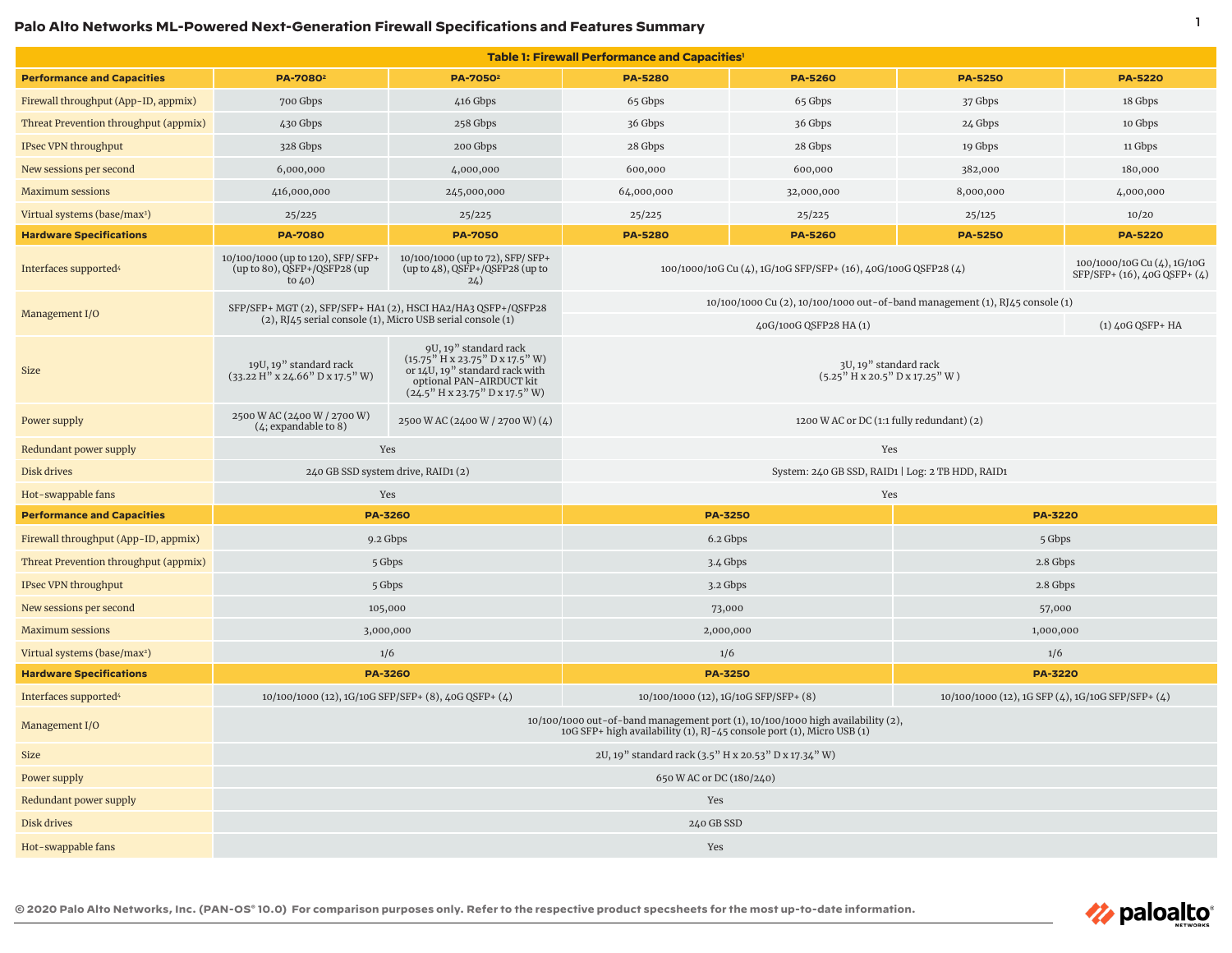# Palo Alto Networks ML-Powered Next-Generation Firewall Specifications and Features Summary

**Table 1: Firewall Performance and Capacities[1]**

| Performance and Capacities | PA-7080[2] | PA-7050[2] | PA-5280 | PA-5260 | PA-5250 | PA-5220 |
|---|---|---|---|---|---|---|
| Firewall throughput (App-ID, appmix) | 700 Gbps | 416 Gbps | 65 Gbps | 65 Gbps | 37 Gbps | 18 Gbps |
| Threat Prevention throughput (appmix) | 430 Gbps | 258 Gbps | 36 Gbps | 36 Gbps | 24 Gbps | 10 Gbps |
| IPsec VPN throughput | 328 Gbps | 200 Gbps | 28 Gbps | 28 Gbps | 19 Gbps | 11 Gbps |
| New sessions per second | 6,000,000 | 4,000,000 | 600,000 | 600,000 | 382,000 | 180,000 |
| Maximum sessions | 416,000,000 | 245,000,000 | 64,000,000 | 32,000,000 | 8,000,000 | 4,000,000 |
| Virtual systems (base/max[3]) | 25/225 | 25/225 | 25/225 | 25/225 | 25/125 | 10/20 |
| **Hardware Specifications** | **PA-7080** | **PA-7050** | **PA-5280** | **PA-5260** | **PA-5250** | **PA-5220** |
| Interfaces supported[4] | 10/100/1000 (up to 120), SFP/ SFP+ (up to 80), QSFP+/QSFP28 (up to 40) | 10/100/1000 (up to 72), SFP/ SFP+ (up to 48), QSFP+/QSFP28 (up to 24) | 100/1000/10G Cu (4), 1G/10G SFP/SFP+ (16), 40G/100G QSFP28 (4) | | | 100/1000/10G Cu (4), 1G/10G SFP/SFP+ (16), 40G QSFP+ (4) |
| Management I/O | SFP/SFP+ MGT (2), SFP/SFP+ HA1 (2), HSCI HA2/HA3 QSFP+/QSFP28 (2), RJ45 serial console (1), Micro USB serial console (1) | | 10/100/1000 Cu (2), 10/100/1000 out-of-band management (1), RJ45 console (1) | | | |
| | | | 40G/100G QSFP28 HA (1) | | | (1) 40G QSFP+ HA |
| Size | 19U, 19" standard rack (33.22 H" x 24.66" D x 17.5" W) | 9U, 19" standard rack (15.75" H x 23.75" D x 17.5" W) or 14U, 19" standard rack with optional PAN-AIRDUCT kit (24.5" H x 23.75" D x 17.5" W) | 3U, 19" standard rack (5.25" H x 20.5" D x 17.25" W ) | | | |
| Power supply | 2500 W AC (2400 W / 2700 W) (4; expandable to 8) | 2500 W AC (2400 W / 2700 W) (4) | 1200 W AC or DC (1:1 fully redundant) (2) | | | |
| Redundant power supply | Yes | | Yes | | | |
| Disk drives | 240 GB SSD system drive, RAID1 (2) | | System: 240 GB SSD, RAID1 \| Log: 2 TB HDD, RAID1 | | | |
| Hot-swappable fans | Yes | | Yes | | | |

| Performance and Capacities | PA-3260 | PA-3250 | PA-3220 |
|---|---|---|---|
| Firewall throughput (App-ID, appmix) | 9.2 Gbps | 6.2 Gbps | 5 Gbps |
| Threat Prevention throughput (appmix) | 5 Gbps | 3.4 Gbps | 2.8 Gbps |
| IPsec VPN throughput | 5 Gbps | 3.2 Gbps | 2.8 Gbps |
| New sessions per second | 105,000 | 73,000 | 57,000 |
| Maximum sessions | 3,000,000 | 2,000,000 | 1,000,000 |
| Virtual systems (base/max[3]) | 1/6 | 1/6 | 1/6 |
| **Hardware Specifications** | **PA-3260** | **PA-3250** | **PA-3220** |
| Interfaces supported[4] | 10/100/1000 (12), 1G/10G SFP/SFP+ (8), 40G QSFP+ (4) | 10/100/1000 (12), 1G/10G SFP/SFP+ (8) | 10/100/1000 (12), 1G SFP (4), 1G/10G SFP/SFP+ (4) |
| Management I/O | 10/100/1000 out-of-band management port (1), 10/100/1000 high availability (2), 10G SFP+ high availability (1), RJ-45 console port (1), Micro USB (1) | | |
| Size | 2U, 19" standard rack (3.5" H x 20.53" D x 17.34" W) | | |
| Power supply | 650 W AC or DC (180/240) | | |
| Redundant power supply | Yes | | |
| Disk drives | 240 GB SSD | | |
| Hot-swappable fans | Yes | | |

© 2020 Palo Alto Networks, Inc. (PAN-OS® 10.0) For comparison purposes only. Refer to the respective product specsheets for the most up-to-date information.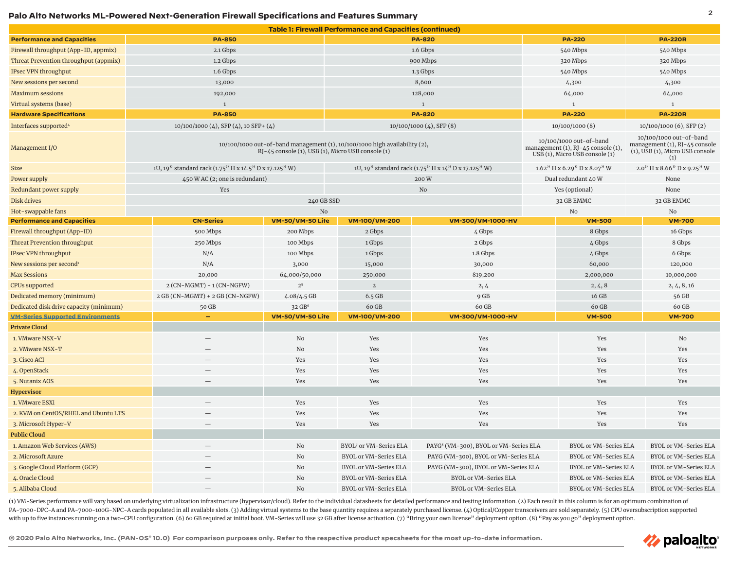## Palo Alto Networks ML-Powered Next-Generation Firewall Specifications and Features Summary

**Table 1: Firewall Performance and Capacities (continued)**

| Performance and Capacities | PA-850 | PA-820 | PA-220 | PA-220R |
|---|---|---|---|---|
| Firewall throughput (App-ID, appmix) | 2.1 Gbps | 1.6 Gbps | 540 Mbps | 540 Mbps |
| Threat Prevention throughput (appmix) | 1.2 Gbps | 900 Mbps | 320 Mbps | 320 Mbps |
| IPsec VPN throughput | 1.6 Gbps | 1.3 Gbps | 540 Mbps | 540 Mbps |
| New sessions per second | 13,000 | 8,600 | 4,300 | 4,300 |
| Maximum sessions | 192,000 | 128,000 | 64,000 | 64,000 |
| Virtual systems (base) | 1 | 1 | 1 | 1 |
| **Hardware Specifications** | **PA-850** | **PA-820** | **PA-220** | **PA-220R** |
| Interfaces supported[4] | 10/100/1000 (4), SFP (4), 10 SFP+ (4) | 10/100/1000 (4), SFP (8) | 10/100/1000 (8) | 10/100/1000 (6), SFP (2) |
| Management I/O | 10/100/1000 out-of-band management (1), 10/100/1000 high availability (2), RJ-45 console (1), USB (1), Micro USB console (1) | | 10/100/1000 out-of-band management (1), RJ-45 console (1), USB (1), Micro USB console (1) | 10/100/1000 out-of-band management (1), RJ-45 console (1), USB (1), Micro USB console (1) |
| Size | 1U, 19" standard rack (1.75" H x 14.5" D x 17.125" W) | 1U, 19" standard rack (1.75" H x 14" D x 17.125" W) | 1.62" H x 6.29" D x 8.07" W | 2.0" H x 8.66" D x 9.25" W |
| Power supply | 450 W AC (2; one is redundant) | 200 W | Dual redundant 40 W | None |
| Redundant power supply | Yes | No | Yes (optional) | None |
| Disk drives | 240 GB SSD | | 32 GB EMMC | 32 GB EMMC |
| Hot-swappable fans | No | | No | No |

| Performance and Capacities | CN-Series | VM-50/VM-50 Lite | VM-100/VM-200 | VM-300/VM-1000-HV | VM-500 | VM-700 |
|---|---|---|---|---|---|---|
| Firewall throughput (App-ID) | 500 Mbps | 200 Mbps | 2 Gbps | 4 Gbps | 8 Gbps | 16 Gbps |
| Threat Prevention throughput | 250 Mbps | 100 Mbps | 1 Gbps | 2 Gbps | 4 Gbps | 8 Gbps |
| IPsec VPN throughput | N/A | 100 Mbps | 1 Gbps | 1.8 Gbps | 4 Gbps | 6 Gbps |
| New sessions per second[1] | N/A | 3,000 | 15,000 | 30,000 | 60,000 | 120,000 |
| Max Sessions | 20,000 | 64,000/50,000 | 250,000 | 819,200 | 2,000,000 | 10,000,000 |
| CPUs supported | 2 (CN-MGMT) + 1 (CN-NGFW) | 2[5] | 2 | 2, 4 | 2, 4, 8 | 2, 4, 8, 16 |
| Dedicated memory (minimum) | 2 GB (CN-MGMT) + 2 GB (CN-NGFW) | 4.08/4.5 GB | 6.5 GB | 9 GB | 16 GB | 56 GB |
| Dedicated disk drive capacity (minimum) | 50 GB | 32 GB[6] | 60 GB | 60 GB | 60 GB | 60 GB |
| **VM-Series Supported Environments** | **–** | **VM-50/VM-50 Lite** | **VM-100/VM-200** | **VM-300/VM-1000-HV** | **VM-500** | **VM-700** |
| **Private Cloud** | | | | | | |
| 1. VMware NSX-V | — | No | Yes | Yes | Yes | No |
| 2. VMware NSX-T | — | No | Yes | Yes | Yes | Yes |
| 3. Cisco ACI | — | Yes | Yes | Yes | Yes | Yes |
| 4. OpenStack | — | Yes | Yes | Yes | Yes | Yes |
| 5. Nutanix AOS | — | Yes | Yes | Yes | Yes | Yes |
| **Hypervisor** | | | | | | |
| 1. VMware ESXi | — | Yes | Yes | Yes | Yes | Yes |
| 2. KVM on CentOS/RHEL and Ubuntu LTS | — | Yes | Yes | Yes | Yes | Yes |
| 3. Microsoft Hyper-V | — | Yes | Yes | Yes | Yes | Yes |
| **Public Cloud** | | | | | | |
| 1. Amazon Web Services (AWS) | — | No | BYOL[7] or VM-Series ELA | PAYG[8] (VM-300), BYOL or VM-Series ELA | BYOL or VM-Series ELA | BYOL or VM-Series ELA |
| 2. Microsoft Azure | — | No | BYOL or VM-Series ELA | PAYG (VM-300), BYOL or VM-Series ELA | BYOL or VM-Series ELA | BYOL or VM-Series ELA |
| 3. Google Cloud Platform (GCP) | — | No | BYOL or VM-Series ELA | PAYG (VM-300), BYOL or VM-Series ELA | BYOL or VM-Series ELA | BYOL or VM-Series ELA |
| 4. Oracle Cloud | — | No | BYOL or VM-Series ELA | BYOL or VM-Series ELA | BYOL or VM-Series ELA | BYOL or VM-Series ELA |
| 5. Alibaba Cloud | — | No | BYOL or VM-Series ELA | BYOL or VM-Series ELA | BYOL or VM-Series ELA | BYOL or VM-Series ELA |

(1) VM-Series performance will vary based on underlying virtualization infrastructure (hypervisor/cloud). Refer to the individual datasheets for detailed performance and testing information. (2) Each result in this column is for an optimum combination of PA-7000-DPC-A and PA-7000-100G-NPC-A cards populated in all available slots. (3) Adding virtual systems to the base quantity requires a separately purchased license. (4) Optical/Copper transceivers are sold separately. (5) CPU oversubscription supported with up to five instances running on a two-CPU configuration. (6) 60 GB required at initial boot. VM-Series will use 32 GB after license activation. (7) "Bring your own license" deployment option. (8) "Pay as you go" deployment option.

**© 2020 Palo Alto Networks, Inc. (PAN-OS® 10.0) For comparison purposes only. Refer to the respective product specsheets for the most up-to-date information.**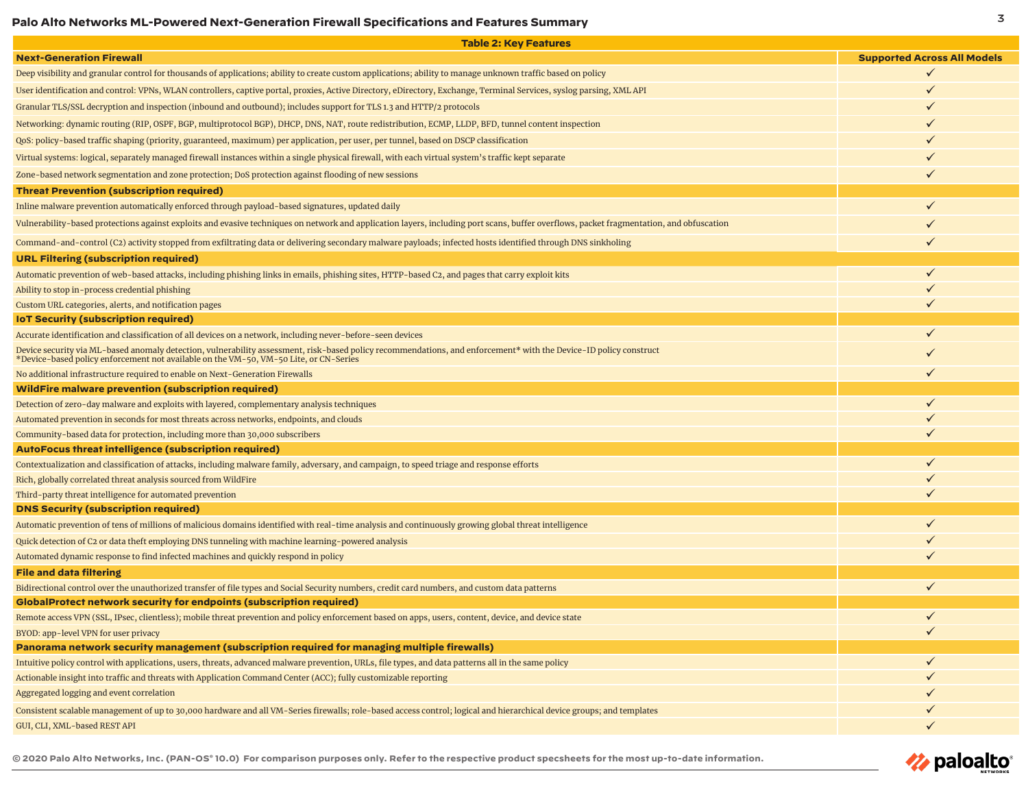## Palo Alto Networks ML-Powered Next-Generation Firewall Specifications and Features Summary

**Table 2: Key Features**

| Next-Generation Firewall | Supported Across All Models |
|---|---|
| Deep visibility and granular control for thousands of applications; ability to create custom applications; ability to manage unknown traffic based on policy | ✓ |
| User identification and control: VPNs, WLAN controllers, captive portal, proxies, Active Directory, eDirectory, Exchange, Terminal Services, syslog parsing, XML API | ✓ |
| Granular TLS/SSL decryption and inspection (inbound and outbound); includes support for TLS 1.3 and HTTP/2 protocols | ✓ |
| Networking: dynamic routing (RIP, OSPF, BGP, multiprotocol BGP), DHCP, DNS, NAT, route redistribution, ECMP, LLDP, BFD, tunnel content inspection | ✓ |
| QoS: policy-based traffic shaping (priority, guaranteed, maximum) per application, per user, per tunnel, based on DSCP classification | ✓ |
| Virtual systems: logical, separately managed firewall instances within a single physical firewall, with each virtual system's traffic kept separate | ✓ |
| Zone-based network segmentation and zone protection; DoS protection against flooding of new sessions | ✓ |
| **Threat Prevention (subscription required)** | |
| Inline malware prevention automatically enforced through payload-based signatures, updated daily | ✓ |
| Vulnerability-based protections against exploits and evasive techniques on network and application layers, including port scans, buffer overflows, packet fragmentation, and obfuscation | ✓ |
| Command-and-control (C2) activity stopped from exfiltrating data or delivering secondary malware payloads; infected hosts identified through DNS sinkholing | ✓ |
| **URL Filtering (subscription required)** | |
| Automatic prevention of web-based attacks, including phishing links in emails, phishing sites, HTTP-based C2, and pages that carry exploit kits | ✓ |
| Ability to stop in-process credential phishing | ✓ |
| Custom URL categories, alerts, and notification pages | ✓ |
| **IoT Security (subscription required)** | |
| Accurate identification and classification of all devices on a network, including never-before-seen devices | ✓ |
| Device security via ML-based anomaly detection, vulnerability assessment, risk-based policy recommendations, and enforcement* with the Device-ID policy construct *Device-based policy enforcement not available on the VM-50, VM-50 Lite, or CN-Series | ✓ |
| No additional infrastructure required to enable on Next-Generation Firewalls | ✓ |
| **WildFire malware prevention (subscription required)** | |
| Detection of zero-day malware and exploits with layered, complementary analysis techniques | ✓ |
| Automated prevention in seconds for most threats across networks, endpoints, and clouds | ✓ |
| Community-based data for protection, including more than 30,000 subscribers | ✓ |
| **AutoFocus threat intelligence (subscription required)** | |
| Contextualization and classification of attacks, including malware family, adversary, and campaign, to speed triage and response efforts | ✓ |
| Rich, globally correlated threat analysis sourced from WildFire | ✓ |
| Third-party threat intelligence for automated prevention | ✓ |
| **DNS Security (subscription required)** | |
| Automatic prevention of tens of millions of malicious domains identified with real-time analysis and continuously growing global threat intelligence | ✓ |
| Quick detection of C2 or data theft employing DNS tunneling with machine learning-powered analysis | ✓ |
| Automated dynamic response to find infected machines and quickly respond in policy | ✓ |
| **File and data filtering** | |
| Bidirectional control over the unauthorized transfer of file types and Social Security numbers, credit card numbers, and custom data patterns | ✓ |
| **GlobalProtect network security for endpoints (subscription required)** | |
| Remote access VPN (SSL, IPsec, clientless); mobile threat prevention and policy enforcement based on apps, users, content, device, and device state | ✓ |
| BYOD: app-level VPN for user privacy | ✓ |
| **Panorama network security management (subscription required for managing multiple firewalls)** | |
| Intuitive policy control with applications, users, threats, advanced malware prevention, URLs, file types, and data patterns all in the same policy | ✓ |
| Actionable insight into traffic and threats with Application Command Center (ACC); fully customizable reporting | ✓ |
| Aggregated logging and event correlation | ✓ |
| Consistent scalable management of up to 30,000 hardware and all VM-Series firewalls; role-based access control; logical and hierarchical device groups; and templates | ✓ |
| GUI, CLI, XML-based REST API | ✓ |

© 2020 Palo Alto Networks, Inc. (PAN-OS® 10.0) For comparison purposes only. Refer to the respective product specsheets for the most up-to-date information.